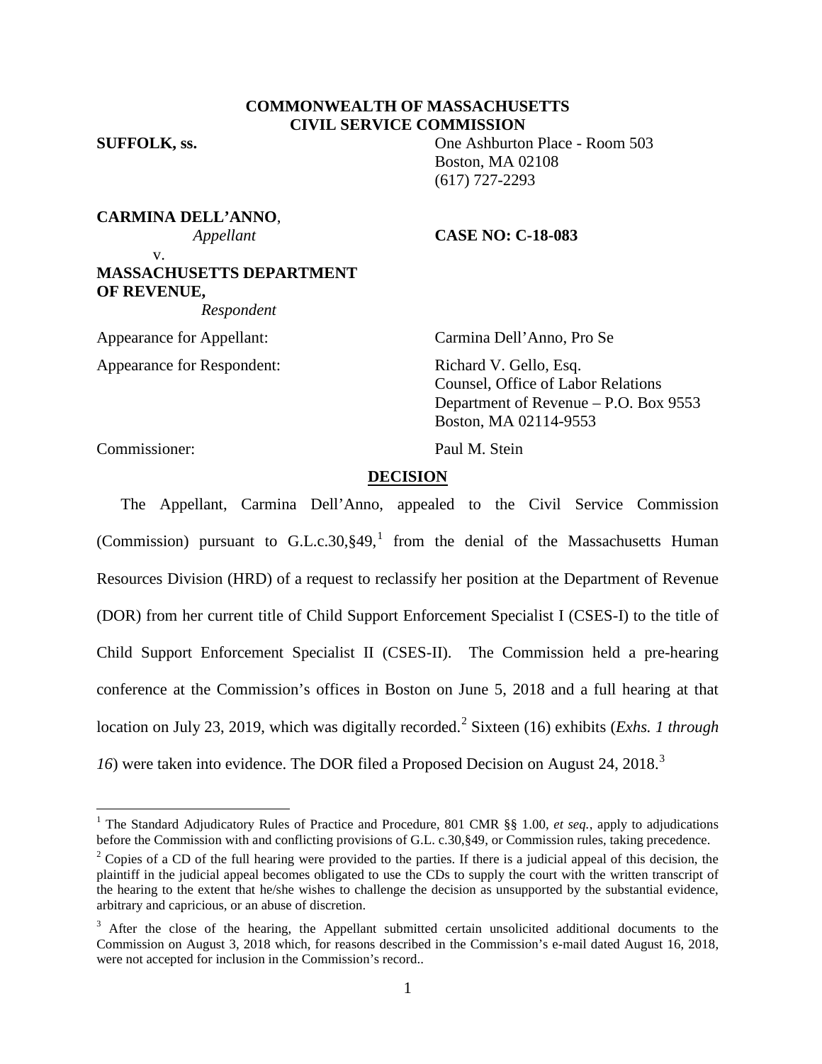**COMMONWEALTH OF MASSACHUSETTS**
**CIVIL SERVICE COMMISSION**

**SUFFOLK, ss.**

One Ashburton Place - Room 503
Boston, MA 02108
(617) 727-2293

**CARMINA DELL'ANNO**,
*Appellant*

v.

**MASSACHUSETTS DEPARTMENT OF REVENUE,**
*Respondent*

**CASE NO: C-18-083**

Appearance for Appellant: Carmina Dell'Anno, Pro Se

Appearance for Respondent: Richard V. Gello, Esq.
Counsel, Office of Labor Relations
Department of Revenue – P.O. Box 9553
Boston, MA 02114-9553

Commissioner: Paul M. Stein

## DECISION

The Appellant, Carmina Dell'Anno, appealed to the Civil Service Commission (Commission) pursuant to G.L.c.30,§49,[1] from the denial of the Massachusetts Human Resources Division (HRD) of a request to reclassify her position at the Department of Revenue (DOR) from her current title of Child Support Enforcement Specialist I (CSES-I) to the title of Child Support Enforcement Specialist II (CSES-II). The Commission held a pre-hearing conference at the Commission's offices in Boston on June 5, 2018 and a full hearing at that location on July 23, 2019, which was digitally recorded.[2] Sixteen (16) exhibits (*Exhs. 1 through 16*) were taken into evidence. The DOR filed a Proposed Decision on August 24, 2018.[3]

---

[1] The Standard Adjudicatory Rules of Practice and Procedure, 801 CMR §§ 1.00, *et seq.*, apply to adjudications before the Commission with and conflicting provisions of G.L. c.30,§49, or Commission rules, taking precedence.

[2] Copies of a CD of the full hearing were provided to the parties. If there is a judicial appeal of this decision, the plaintiff in the judicial appeal becomes obligated to use the CDs to supply the court with the written transcript of the hearing to the extent that he/she wishes to challenge the decision as unsupported by the substantial evidence, arbitrary and capricious, or an abuse of discretion.

[3] After the close of the hearing, the Appellant submitted certain unsolicited additional documents to the Commission on August 3, 2018 which, for reasons described in the Commission's e-mail dated August 16, 2018, were not accepted for inclusion in the Commission's record..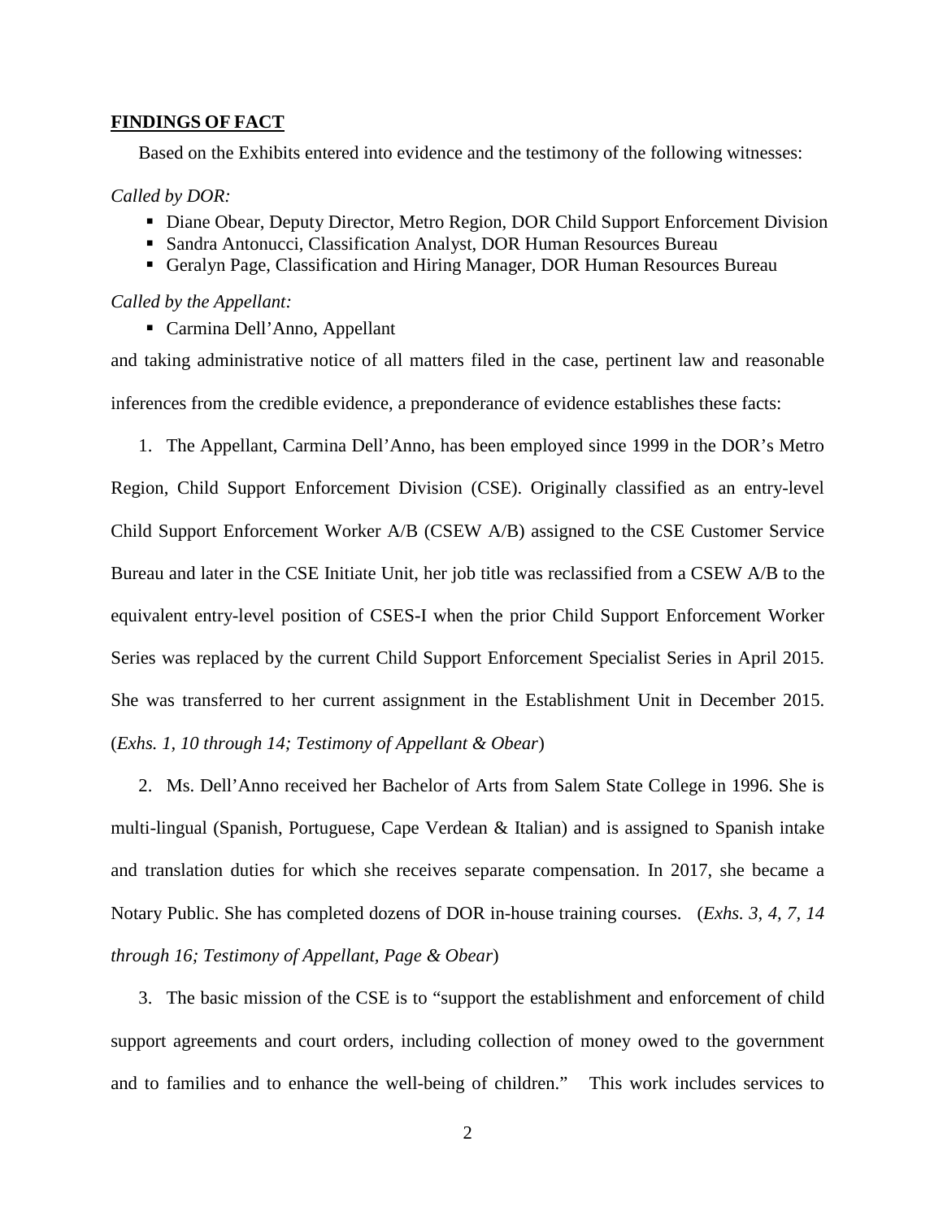## **FINDINGS OF FACT**

Based on the Exhibits entered into evidence and the testimony of the following witnesses:

*Called by DOR:*

- Diane Obear, Deputy Director, Metro Region, DOR Child Support Enforcement Division
- Sandra Antonucci, Classification Analyst, DOR Human Resources Bureau
- Geralyn Page, Classification and Hiring Manager, DOR Human Resources Bureau

*Called by the Appellant:*

- Carmina Dell'Anno, Appellant

and taking administrative notice of all matters filed in the case, pertinent law and reasonable inferences from the credible evidence, a preponderance of evidence establishes these facts:

1. The Appellant, Carmina Dell'Anno, has been employed since 1999 in the DOR's Metro Region, Child Support Enforcement Division (CSE). Originally classified as an entry-level Child Support Enforcement Worker A/B (CSEW A/B) assigned to the CSE Customer Service Bureau and later in the CSE Initiate Unit, her job title was reclassified from a CSEW A/B to the equivalent entry-level position of CSES-I when the prior Child Support Enforcement Worker Series was replaced by the current Child Support Enforcement Specialist Series in April 2015. She was transferred to her current assignment in the Establishment Unit in December 2015. (*Exhs. 1, 10 through 14; Testimony of Appellant & Obear*)

2. Ms. Dell'Anno received her Bachelor of Arts from Salem State College in 1996. She is multi-lingual (Spanish, Portuguese, Cape Verdean & Italian) and is assigned to Spanish intake and translation duties for which she receives separate compensation. In 2017, she became a Notary Public. She has completed dozens of DOR in-house training courses. (*Exhs. 3, 4, 7, 14 through 16; Testimony of Appellant, Page & Obear*)

3. The basic mission of the CSE is to "support the establishment and enforcement of child support agreements and court orders, including collection of money owed to the government and to families and to enhance the well-being of children." This work includes services to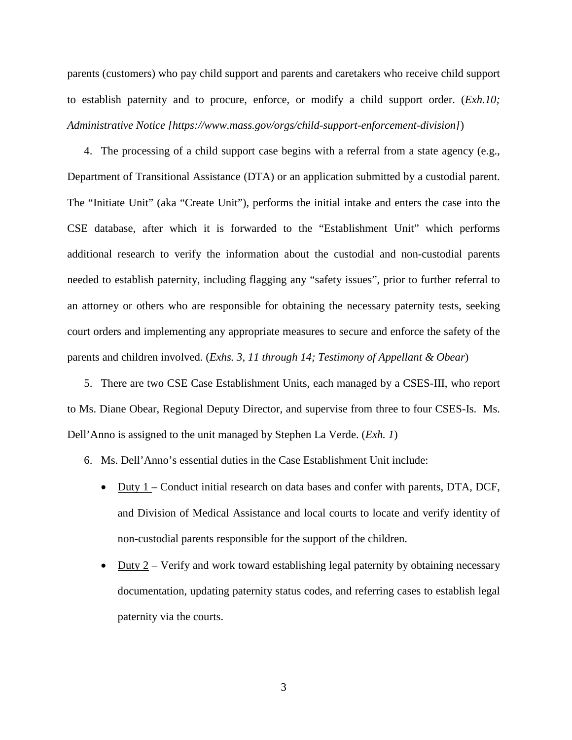parents (customers) who pay child support and parents and caretakers who receive child support to establish paternity and to procure, enforce, or modify a child support order. (*Exh.10; Administrative Notice [https://www.mass.gov/orgs/child-support-enforcement-division]*)

4. The processing of a child support case begins with a referral from a state agency (e.g., Department of Transitional Assistance (DTA) or an application submitted by a custodial parent. The "Initiate Unit" (aka "Create Unit"), performs the initial intake and enters the case into the CSE database, after which it is forwarded to the "Establishment Unit" which performs additional research to verify the information about the custodial and non-custodial parents needed to establish paternity, including flagging any "safety issues", prior to further referral to an attorney or others who are responsible for obtaining the necessary paternity tests, seeking court orders and implementing any appropriate measures to secure and enforce the safety of the parents and children involved. (*Exhs. 3, 11 through 14; Testimony of Appellant & Obear*)

5. There are two CSE Case Establishment Units, each managed by a CSES-III, who report to Ms. Diane Obear, Regional Deputy Director, and supervise from three to four CSES-Is. Ms. Dell'Anno is assigned to the unit managed by Stephen La Verde. (*Exh. 1*)

6. Ms. Dell'Anno's essential duties in the Case Establishment Unit include:

- Duty 1 – Conduct initial research on data bases and confer with parents, DTA, DCF, and Division of Medical Assistance and local courts to locate and verify identity of non-custodial parents responsible for the support of the children.
- Duty 2 – Verify and work toward establishing legal paternity by obtaining necessary documentation, updating paternity status codes, and referring cases to establish legal paternity via the courts.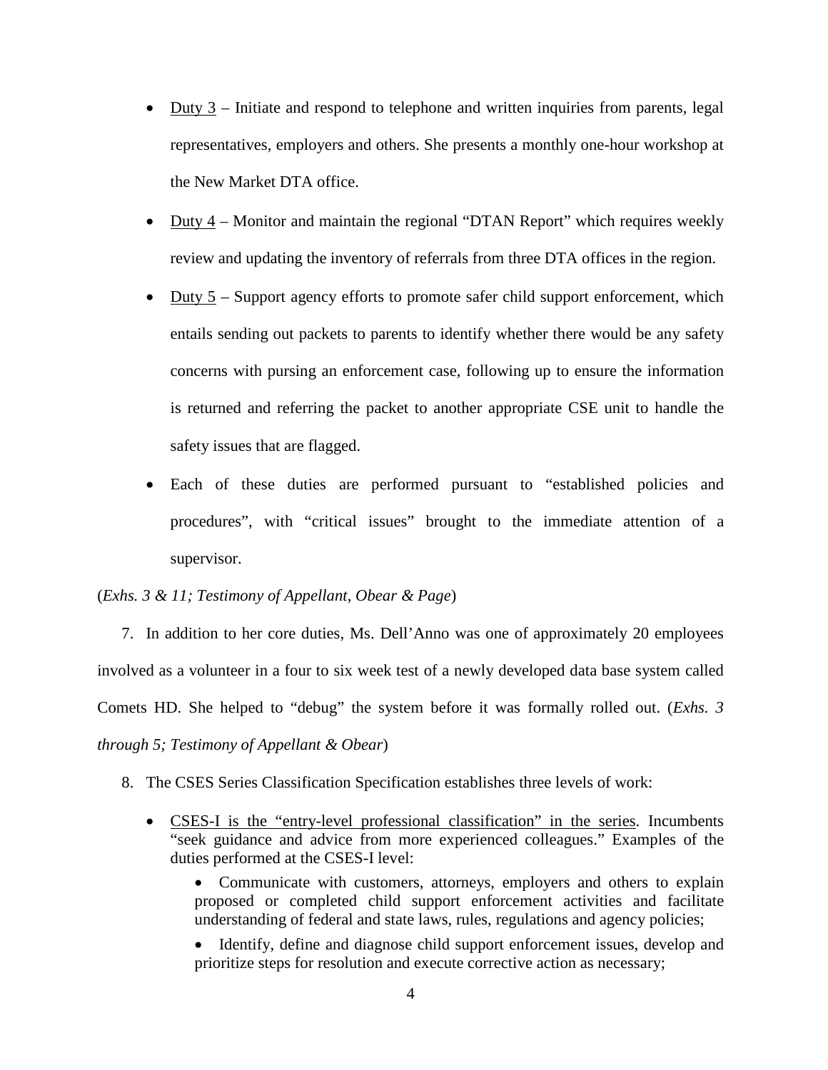- Duty 3 – Initiate and respond to telephone and written inquiries from parents, legal representatives, employers and others. She presents a monthly one-hour workshop at the New Market DTA office.
- Duty 4 – Monitor and maintain the regional "DTAN Report" which requires weekly review and updating the inventory of referrals from three DTA offices in the region.
- Duty 5 – Support agency efforts to promote safer child support enforcement, which entails sending out packets to parents to identify whether there would be any safety concerns with pursing an enforcement case, following up to ensure the information is returned and referring the packet to another appropriate CSE unit to handle the safety issues that are flagged.
- Each of these duties are performed pursuant to "established policies and procedures", with "critical issues" brought to the immediate attention of a supervisor.

(*Exhs. 3 & 11; Testimony of Appellant, Obear & Page*)

7. In addition to her core duties, Ms. Dell'Anno was one of approximately 20 employees involved as a volunteer in a four to six week test of a newly developed data base system called Comets HD. She helped to "debug" the system before it was formally rolled out. (*Exhs. 3 through 5; Testimony of Appellant & Obear*)

8. The CSES Series Classification Specification establishes three levels of work:

   - CSES-I is the "entry-level professional classification" in the series. Incumbents "seek guidance and advice from more experienced colleagues." Examples of the duties performed at the CSES-I level:
     - Communicate with customers, attorneys, employers and others to explain proposed or completed child support enforcement activities and facilitate understanding of federal and state laws, rules, regulations and agency policies;
     - Identify, define and diagnose child support enforcement issues, develop and prioritize steps for resolution and execute corrective action as necessary;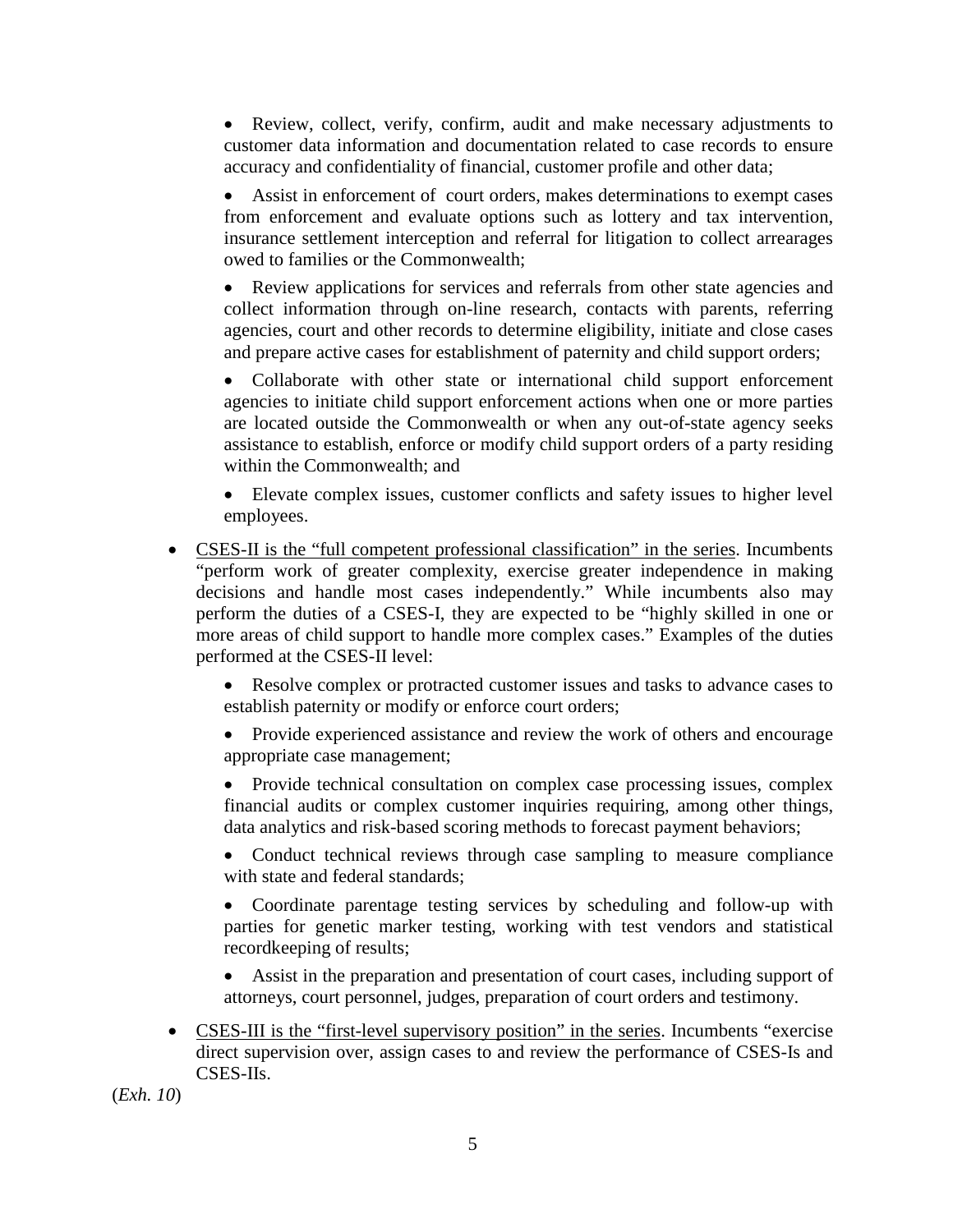- Review, collect, verify, confirm, audit and make necessary adjustments to customer data information and documentation related to case records to ensure accuracy and confidentiality of financial, customer profile and other data;
- Assist in enforcement of court orders, makes determinations to exempt cases from enforcement and evaluate options such as lottery and tax intervention, insurance settlement interception and referral for litigation to collect arrearages owed to families or the Commonwealth;
- Review applications for services and referrals from other state agencies and collect information through on-line research, contacts with parents, referring agencies, court and other records to determine eligibility, initiate and close cases and prepare active cases for establishment of paternity and child support orders;
- Collaborate with other state or international child support enforcement agencies to initiate child support enforcement actions when one or more parties are located outside the Commonwealth or when any out-of-state agency seeks assistance to establish, enforce or modify child support orders of a party residing within the Commonwealth; and
- Elevate complex issues, customer conflicts and safety issues to higher level employees.

- <u>CSES-II is the "full competent professional classification" in the series</u>. Incumbents "perform work of greater complexity, exercise greater independence in making decisions and handle most cases independently." While incumbents also may perform the duties of a CSES-I, they are expected to be "highly skilled in one or more areas of child support to handle more complex cases." Examples of the duties performed at the CSES-II level:
  - Resolve complex or protracted customer issues and tasks to advance cases to establish paternity or modify or enforce court orders;
  - Provide experienced assistance and review the work of others and encourage appropriate case management;
  - Provide technical consultation on complex case processing issues, complex financial audits or complex customer inquiries requiring, among other things, data analytics and risk-based scoring methods to forecast payment behaviors;
  - Conduct technical reviews through case sampling to measure compliance with state and federal standards;
  - Coordinate parentage testing services by scheduling and follow-up with parties for genetic marker testing, working with test vendors and statistical recordkeeping of results;
  - Assist in the preparation and presentation of court cases, including support of attorneys, court personnel, judges, preparation of court orders and testimony.
- <u>CSES-III is the "first-level supervisory position" in the series</u>. Incumbents "exercise direct supervision over, assign cases to and review the performance of CSES-Is and CSES-IIs.

(*Exh. 10*)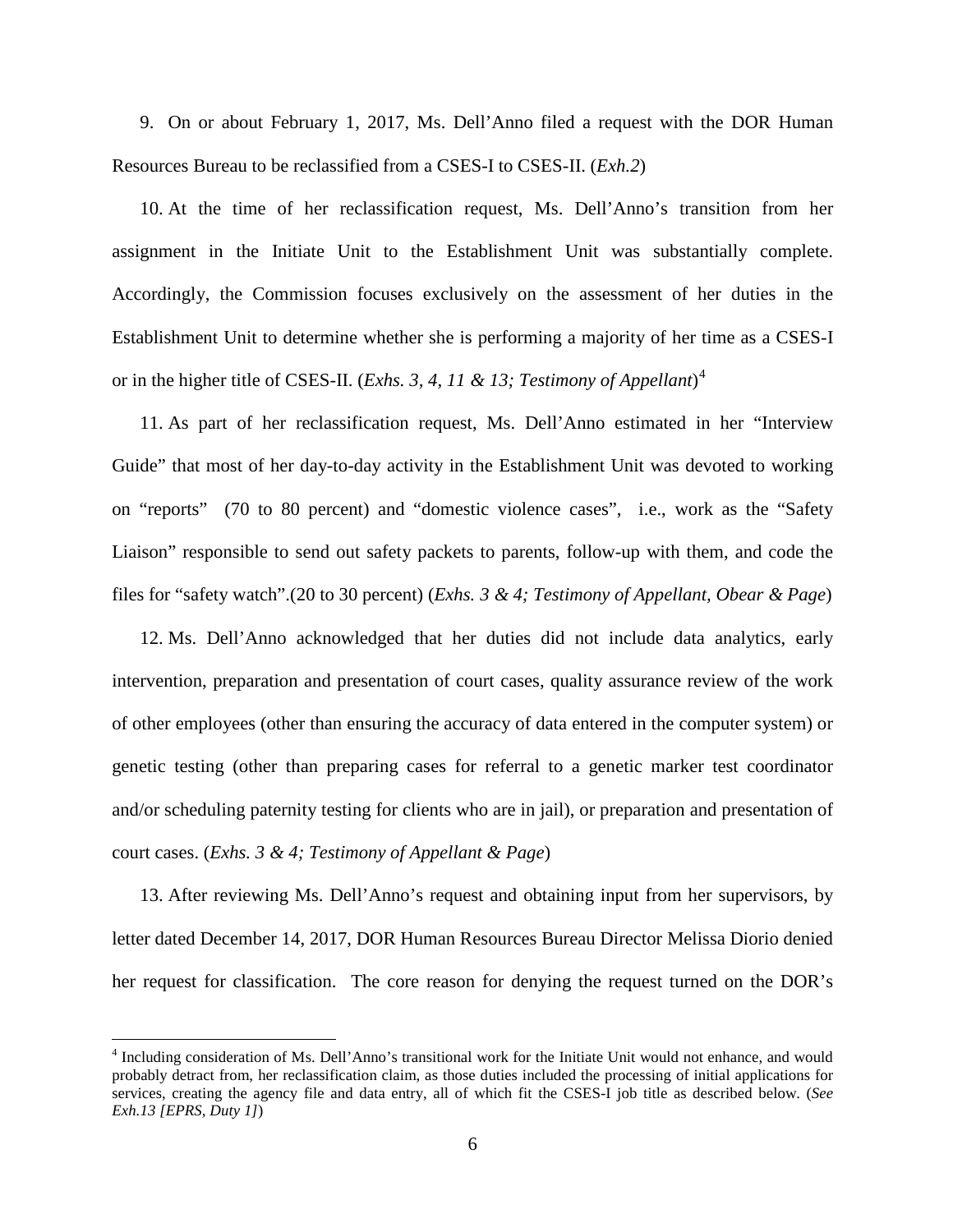9. On or about February 1, 2017, Ms. Dell'Anno filed a request with the DOR Human Resources Bureau to be reclassified from a CSES-I to CSES-II. (*Exh.2*)

10. At the time of her reclassification request, Ms. Dell'Anno's transition from her assignment in the Initiate Unit to the Establishment Unit was substantially complete. Accordingly, the Commission focuses exclusively on the assessment of her duties in the Establishment Unit to determine whether she is performing a majority of her time as a CSES-I or in the higher title of CSES-II. (*Exhs. 3, 4, 11 & 13; Testimony of Appellant*)[4]

11. As part of her reclassification request, Ms. Dell'Anno estimated in her "Interview Guide" that most of her day-to-day activity in the Establishment Unit was devoted to working on "reports" (70 to 80 percent) and "domestic violence cases", i.e., work as the "Safety Liaison" responsible to send out safety packets to parents, follow-up with them, and code the files for "safety watch".(20 to 30 percent) (*Exhs. 3 & 4; Testimony of Appellant, Obear & Page*)

12. Ms. Dell'Anno acknowledged that her duties did not include data analytics, early intervention, preparation and presentation of court cases, quality assurance review of the work of other employees (other than ensuring the accuracy of data entered in the computer system) or genetic testing (other than preparing cases for referral to a genetic marker test coordinator and/or scheduling paternity testing for clients who are in jail), or preparation and presentation of court cases. (*Exhs. 3 & 4; Testimony of Appellant & Page*)

13. After reviewing Ms. Dell'Anno's request and obtaining input from her supervisors, by letter dated December 14, 2017, DOR Human Resources Bureau Director Melissa Diorio denied her request for classification. The core reason for denying the request turned on the DOR's

---

[4] Including consideration of Ms. Dell'Anno's transitional work for the Initiate Unit would not enhance, and would probably detract from, her reclassification claim, as those duties included the processing of initial applications for services, creating the agency file and data entry, all of which fit the CSES-I job title as described below. (*See Exh.13 [EPRS, Duty 1]*)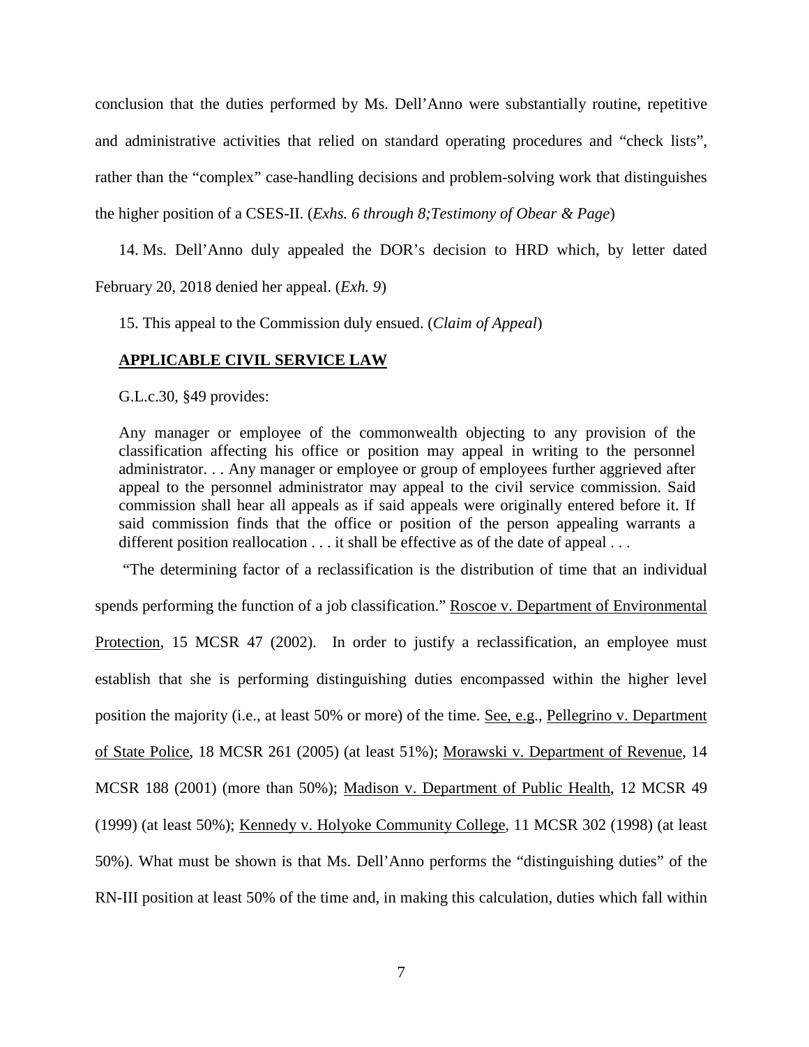conclusion that the duties performed by Ms. Dell'Anno were substantially routine, repetitive and administrative activities that relied on standard operating procedures and "check lists", rather than the "complex" case-handling decisions and problem-solving work that distinguishes the higher position of a CSES-II. (*Exhs. 6 through 8;Testimony of Obear & Page*)

14. Ms. Dell'Anno duly appealed the DOR's decision to HRD which, by letter dated February 20, 2018 denied her appeal. (*Exh. 9*)

15. This appeal to the Commission duly ensued. (*Claim of Appeal*)

## APPLICABLE CIVIL SERVICE LAW

G.L.c.30, §49 provides:

> Any manager or employee of the commonwealth objecting to any provision of the classification affecting his office or position may appeal in writing to the personnel administrator. . . Any manager or employee or group of employees further aggrieved after appeal to the personnel administrator may appeal to the civil service commission. Said commission shall hear all appeals as if said appeals were originally entered before it. If said commission finds that the office or position of the person appealing warrants a different position reallocation . . . it shall be effective as of the date of appeal . . .

"The determining factor of a reclassification is the distribution of time that an individual spends performing the function of a job classification." Roscoe v. Department of Environmental Protection, 15 MCSR 47 (2002). In order to justify a reclassification, an employee must establish that she is performing distinguishing duties encompassed within the higher level position the majority (i.e., at least 50% or more) of the time. See, e.g., Pellegrino v. Department of State Police, 18 MCSR 261 (2005) (at least 51%); Morawski v. Department of Revenue, 14 MCSR 188 (2001) (more than 50%); Madison v. Department of Public Health, 12 MCSR 49 (1999) (at least 50%); Kennedy v. Holyoke Community College, 11 MCSR 302 (1998) (at least 50%). What must be shown is that Ms. Dell'Anno performs the "distinguishing duties" of the RN-III position at least 50% of the time and, in making this calculation, duties which fall within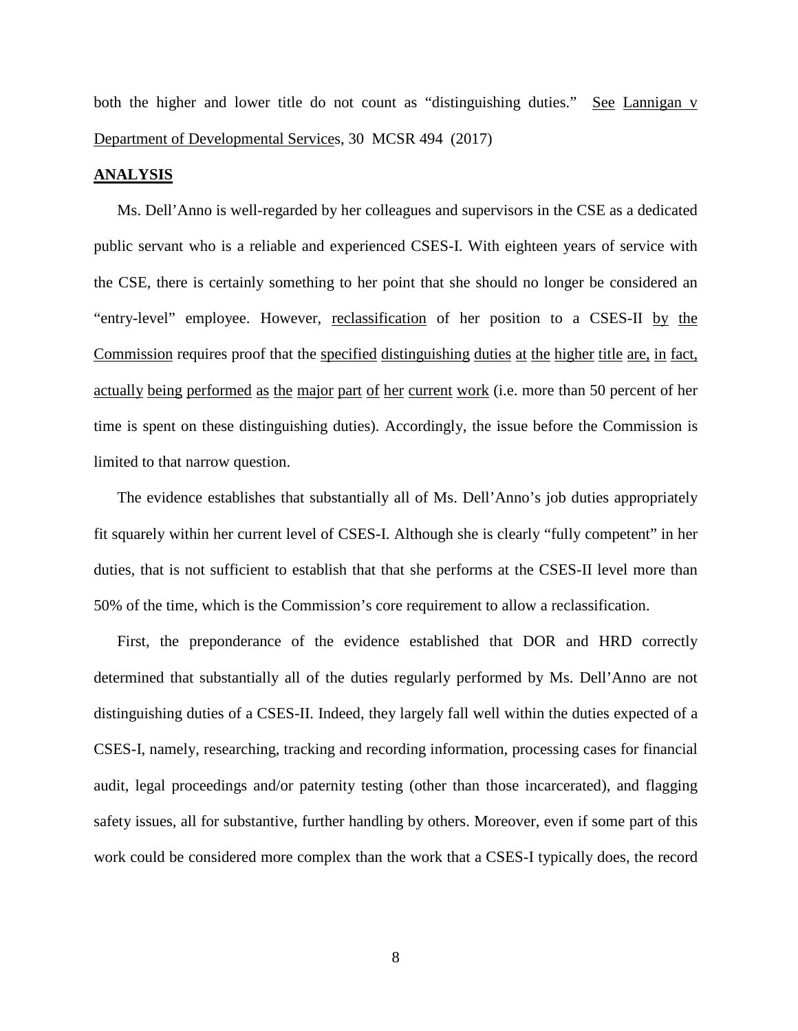both the higher and lower title do not count as "distinguishing duties." See Lannigan v Department of Developmental Services, 30 MCSR 494 (2017)

**ANALYSIS**

Ms. Dell'Anno is well-regarded by her colleagues and supervisors in the CSE as a dedicated public servant who is a reliable and experienced CSES-I. With eighteen years of service with the CSE, there is certainly something to her point that she should no longer be considered an "entry-level" employee. However, reclassification of her position to a CSES-II by the Commission requires proof that the specified distinguishing duties at the higher title are, in fact, actually being performed as the major part of her current work (i.e. more than 50 percent of her time is spent on these distinguishing duties). Accordingly, the issue before the Commission is limited to that narrow question.

The evidence establishes that substantially all of Ms. Dell'Anno's job duties appropriately fit squarely within her current level of CSES-I. Although she is clearly "fully competent" in her duties, that is not sufficient to establish that that she performs at the CSES-II level more than 50% of the time, which is the Commission's core requirement to allow a reclassification.

First, the preponderance of the evidence established that DOR and HRD correctly determined that substantially all of the duties regularly performed by Ms. Dell'Anno are not distinguishing duties of a CSES-II. Indeed, they largely fall well within the duties expected of a CSES-I, namely, researching, tracking and recording information, processing cases for financial audit, legal proceedings and/or paternity testing (other than those incarcerated), and flagging safety issues, all for substantive, further handling by others. Moreover, even if some part of this work could be considered more complex than the work that a CSES-I typically does, the record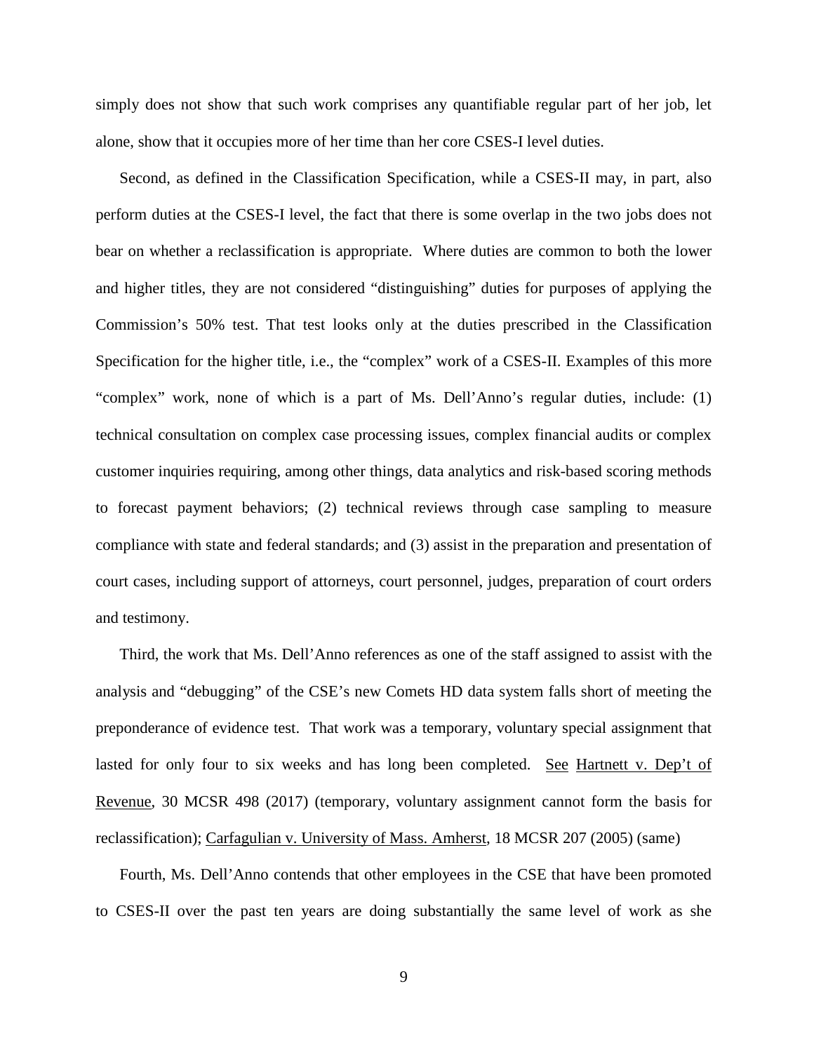simply does not show that such work comprises any quantifiable regular part of her job, let alone, show that it occupies more of her time than her core CSES-I level duties.

Second, as defined in the Classification Specification, while a CSES-II may, in part, also perform duties at the CSES-I level, the fact that there is some overlap in the two jobs does not bear on whether a reclassification is appropriate. Where duties are common to both the lower and higher titles, they are not considered "distinguishing" duties for purposes of applying the Commission's 50% test. That test looks only at the duties prescribed in the Classification Specification for the higher title, i.e., the "complex" work of a CSES-II. Examples of this more "complex" work, none of which is a part of Ms. Dell'Anno's regular duties, include: (1) technical consultation on complex case processing issues, complex financial audits or complex customer inquiries requiring, among other things, data analytics and risk-based scoring methods to forecast payment behaviors; (2) technical reviews through case sampling to measure compliance with state and federal standards; and (3) assist in the preparation and presentation of court cases, including support of attorneys, court personnel, judges, preparation of court orders and testimony.

Third, the work that Ms. Dell'Anno references as one of the staff assigned to assist with the analysis and "debugging" of the CSE's new Comets HD data system falls short of meeting the preponderance of evidence test. That work was a temporary, voluntary special assignment that lasted for only four to six weeks and has long been completed. See Hartnett v. Dep't of Revenue, 30 MCSR 498 (2017) (temporary, voluntary assignment cannot form the basis for reclassification); Carfagulian v. University of Mass. Amherst, 18 MCSR 207 (2005) (same)

Fourth, Ms. Dell'Anno contends that other employees in the CSE that have been promoted to CSES-II over the past ten years are doing substantially the same level of work as she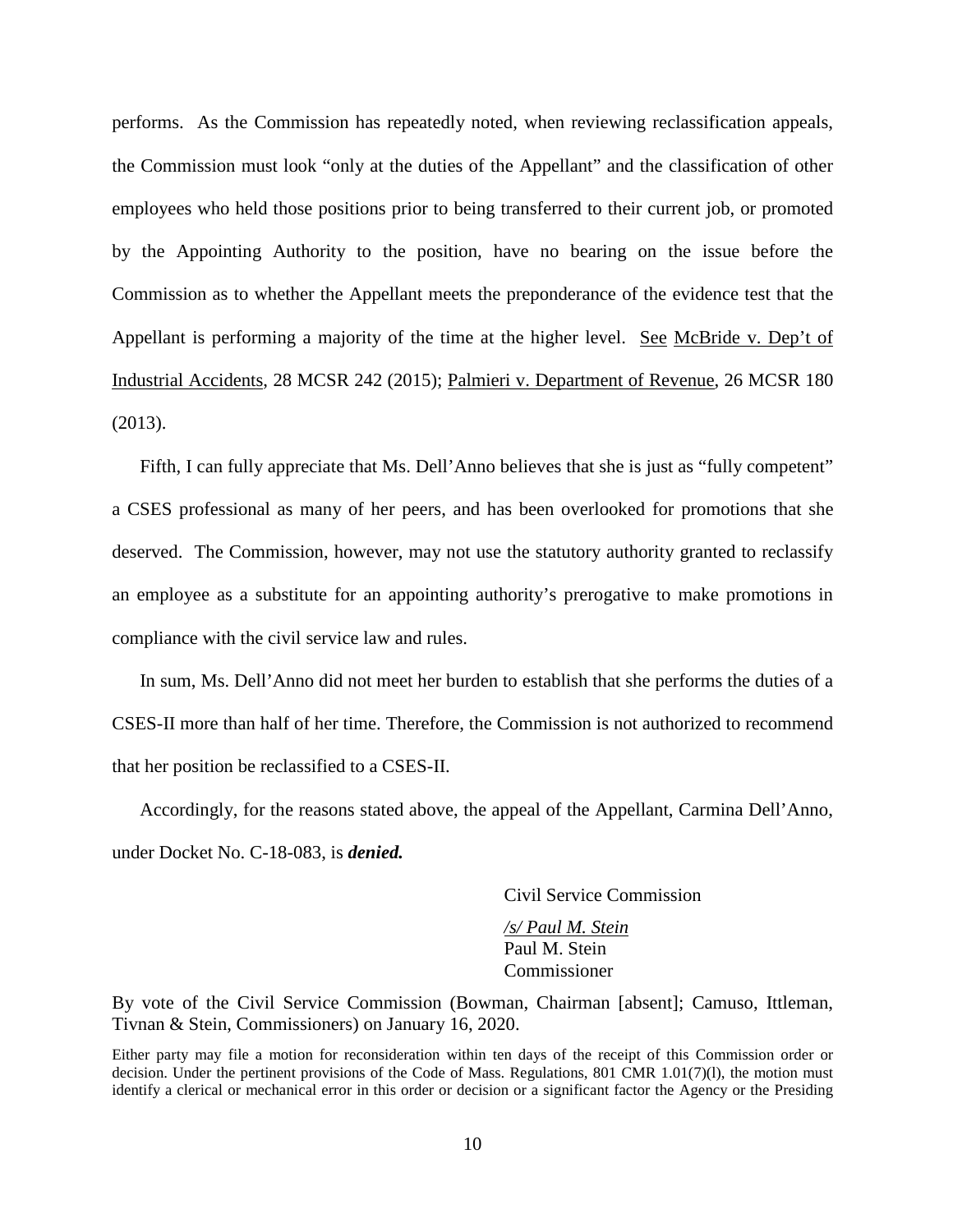performs. As the Commission has repeatedly noted, when reviewing reclassification appeals, the Commission must look "only at the duties of the Appellant" and the classification of other employees who held those positions prior to being transferred to their current job, or promoted by the Appointing Authority to the position, have no bearing on the issue before the Commission as to whether the Appellant meets the preponderance of the evidence test that the Appellant is performing a majority of the time at the higher level. See McBride v. Dep't of Industrial Accidents, 28 MCSR 242 (2015); Palmieri v. Department of Revenue, 26 MCSR 180 (2013).

Fifth, I can fully appreciate that Ms. Dell'Anno believes that she is just as "fully competent" a CSES professional as many of her peers, and has been overlooked for promotions that she deserved. The Commission, however, may not use the statutory authority granted to reclassify an employee as a substitute for an appointing authority's prerogative to make promotions in compliance with the civil service law and rules.

In sum, Ms. Dell'Anno did not meet her burden to establish that she performs the duties of a CSES-II more than half of her time. Therefore, the Commission is not authorized to recommend that her position be reclassified to a CSES-II.

Accordingly, for the reasons stated above, the appeal of the Appellant, Carmina Dell'Anno, under Docket No. C-18-083, is ***denied.***

Civil Service Commission

*/s/ Paul M. Stein*
Paul M. Stein
Commissioner

By vote of the Civil Service Commission (Bowman, Chairman [absent]; Camuso, Ittleman, Tivnan & Stein, Commissioners) on January 16, 2020.

Either party may file a motion for reconsideration within ten days of the receipt of this Commission order or decision. Under the pertinent provisions of the Code of Mass. Regulations, 801 CMR 1.01(7)(l), the motion must identify a clerical or mechanical error in this order or decision or a significant factor the Agency or the Presiding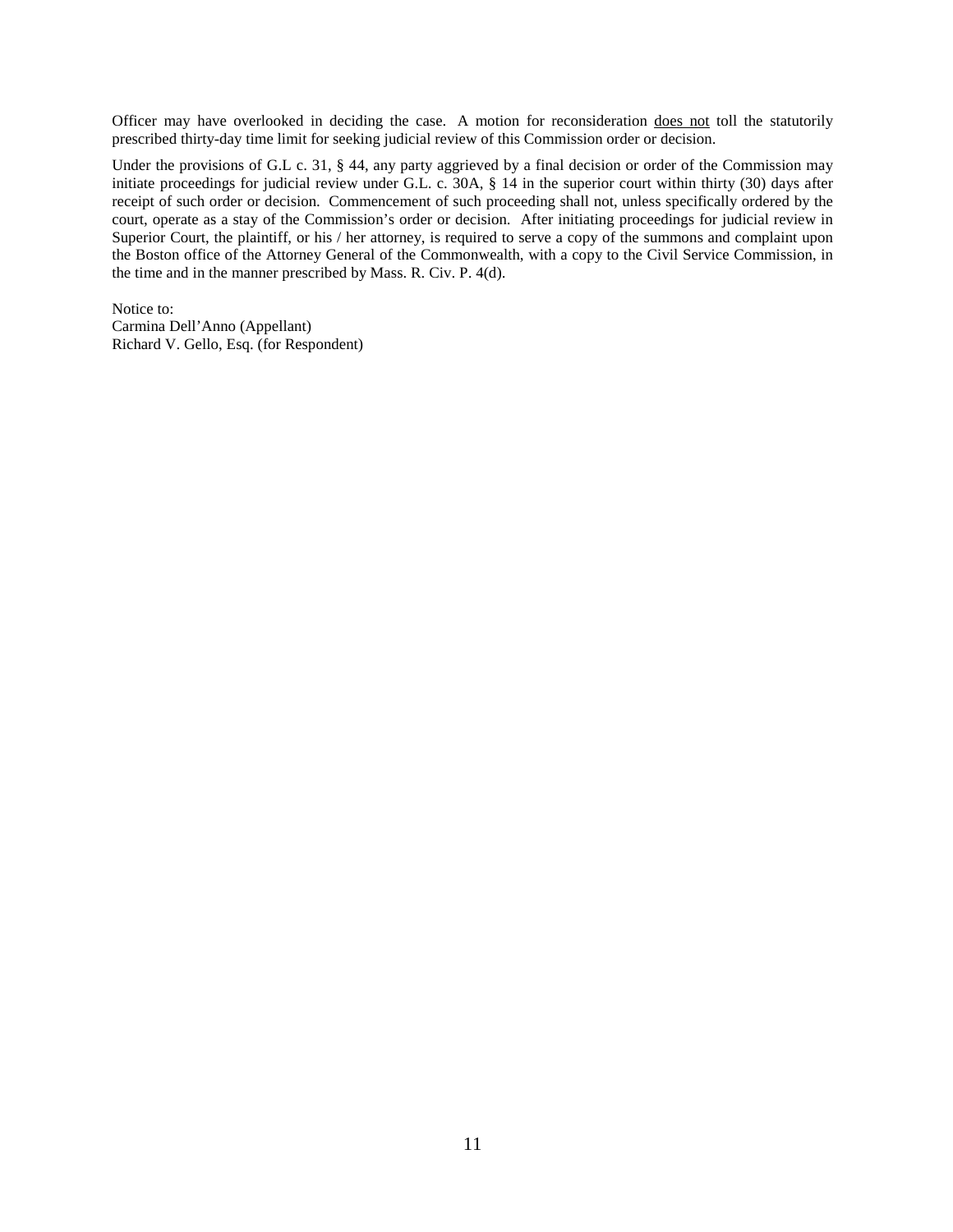Officer may have overlooked in deciding the case. A motion for reconsideration <u>does not</u> toll the statutorily prescribed thirty-day time limit for seeking judicial review of this Commission order or decision.

Under the provisions of G.L c. 31, § 44, any party aggrieved by a final decision or order of the Commission may initiate proceedings for judicial review under G.L. c. 30A, § 14 in the superior court within thirty (30) days after receipt of such order or decision. Commencement of such proceeding shall not, unless specifically ordered by the court, operate as a stay of the Commission's order or decision. After initiating proceedings for judicial review in Superior Court, the plaintiff, or his / her attorney, is required to serve a copy of the summons and complaint upon the Boston office of the Attorney General of the Commonwealth, with a copy to the Civil Service Commission, in the time and in the manner prescribed by Mass. R. Civ. P. 4(d).

Notice to:
Carmina Dell'Anno (Appellant)
Richard V. Gello, Esq. (for Respondent)